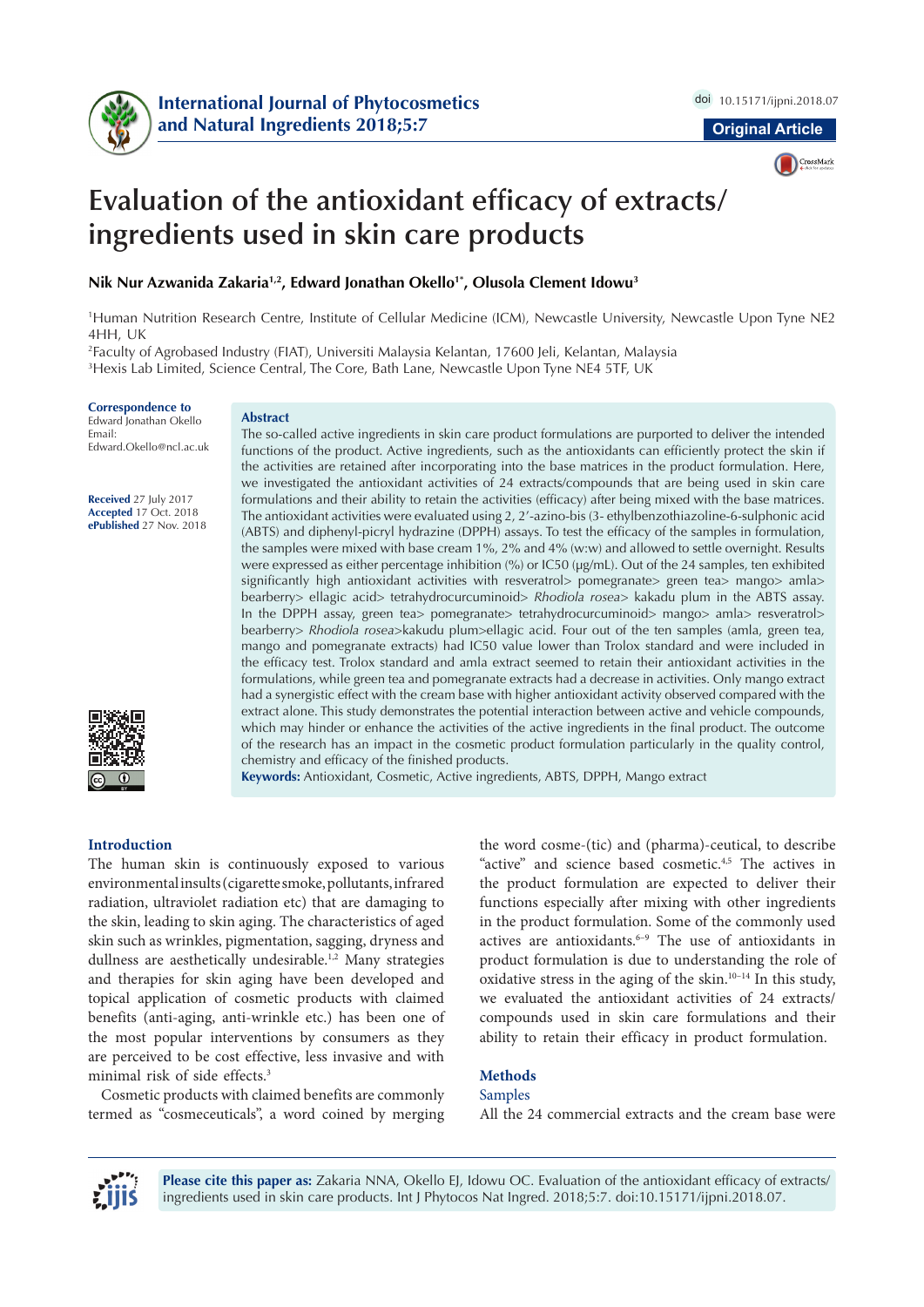International Journal of Phytocosmetics and Natural Ingredients 2018;5:7

doi 10.15171/ijpni.2018.07

Original Article

# Evaluation of the antioxidant efficacy of extracts/ ingredients used in skin care products

**Nik Nur Azwanida Zakaria[1,2], Edward Jonathan Okello[1*], Olusola Clement Idowu[3]**

[1]Human Nutrition Research Centre, Institute of Cellular Medicine (ICM), Newcastle University, Newcastle Upon Tyne NE2 4HH, UK

[2]Faculty of Agrobased Industry (FIAT), Universiti Malaysia Kelantan, 17600 Jeli, Kelantan, Malaysia

[3]Hexis Lab Limited, Science Central, The Core, Bath Lane, Newcastle Upon Tyne NE4 5TF, UK

**Correspondence to**
Edward Jonathan Okello
Email:
Edward.Okello@ncl.ac.uk

**Received** 27 July 2017
**Accepted** 17 Oct. 2018
**ePublished** 27 Nov. 2018

## Abstract

The so-called active ingredients in skin care product formulations are purported to deliver the intended functions of the product. Active ingredients, such as the antioxidants can efficiently protect the skin if the activities are retained after incorporating into the base matrices in the product formulation. Here, we investigated the antioxidant activities of 24 extracts/compounds that are being used in skin care formulations and their ability to retain the activities (efficacy) after being mixed with the base matrices. The antioxidant activities were evaluated using 2, 2′-azino-bis (3- ethylbenzothiazoline-6-sulphonic acid (ABTS) and diphenyl-picryl hydrazine (DPPH) assays. To test the efficacy of the samples in formulation, the samples were mixed with base cream 1%, 2% and 4% (w:w) and allowed to settle overnight. Results were expressed as either percentage inhibition (%) or IC50 (µg/mL). Out of the 24 samples, ten exhibited significantly high antioxidant activities with resveratrol> pomegranate> green tea> mango> amla> bearberry> ellagic acid> tetrahydrocurcuminoid> *Rhodiola rosea*> kakadu plum in the ABTS assay. In the DPPH assay, green tea> pomegranate> tetrahydrocurcuminoid> mango> amla> resveratrol> bearberry> *Rhodiola rosea*>kakudu plum>ellagic acid. Four out of the ten samples (amla, green tea, mango and pomegranate extracts) had IC50 value lower than Trolox standard and were included in the efficacy test. Trolox standard and amla extract seemed to retain their antioxidant activities in the formulations, while green tea and pomegranate extracts had a decrease in activities. Only mango extract had a synergistic effect with the cream base with higher antioxidant activity observed compared with the extract alone. This study demonstrates the potential interaction between active and vehicle compounds, which may hinder or enhance the activities of the active ingredients in the final product. The outcome of the research has an impact in the cosmetic product formulation particularly in the quality control, chemistry and efficacy of the finished products.

**Keywords:** Antioxidant, Cosmetic, Active ingredients, ABTS, DPPH, Mango extract

## Introduction

The human skin is continuously exposed to various environmental insults (cigarette smoke, pollutants, infrared radiation, ultraviolet radiation etc) that are damaging to the skin, leading to skin aging. The characteristics of aged skin such as wrinkles, pigmentation, sagging, dryness and dullness are aesthetically undesirable.[1,2] Many strategies and therapies for skin aging have been developed and topical application of cosmetic products with claimed benefits (anti-aging, anti-wrinkle etc.) has been one of the most popular interventions by consumers as they are perceived to be cost effective, less invasive and with minimal risk of side effects.[3]

Cosmetic products with claimed benefits are commonly termed as "cosmeceuticals", a word coined by merging the word cosme-(tic) and (pharma)-ceutical, to describe "active" and science based cosmetic.[4,5] The actives in the product formulation are expected to deliver their functions especially after mixing with other ingredients in the product formulation. Some of the commonly used actives are antioxidants.[6–9] The use of antioxidants in product formulation is due to understanding the role of oxidative stress in the aging of the skin.[10–14] In this study, we evaluated the antioxidant activities of 24 extracts/compounds used in skin care formulations and their ability to retain their efficacy in product formulation.

## Methods

### Samples

All the 24 commercial extracts and the cream base were

**Please cite this paper as:** Zakaria NNA, Okello EJ, Idowu OC. Evaluation of the antioxidant efficacy of extracts/ ingredients used in skin care products. Int J Phytocos Nat Ingred. 2018;5:7. doi:10.15171/ijpni.2018.07.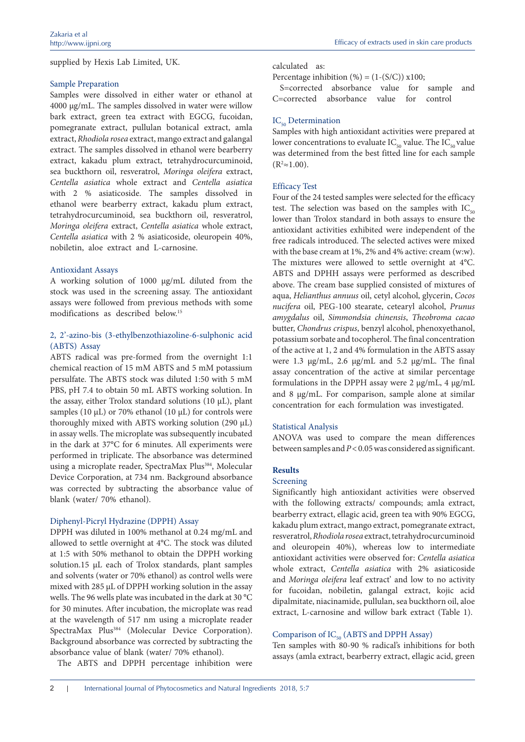supplied by Hexis Lab Limited, UK.

### Sample Preparation

Samples were dissolved in either water or ethanol at 4000 μg/mL. The samples dissolved in water were willow bark extract, green tea extract with EGCG, fucoidan, pomegranate extract, pullulan botanical extract, amla extract, *Rhodiola rosea* extract, mango extract and galangal extract. The samples dissolved in ethanol were bearberry extract, kakadu plum extract, tetrahydrocurcuminoid, sea buckthorn oil, resveratrol, *Moringa oleifera* extract, *Centella asiatica* whole extract and *Centella asiatica* with 2 % asiaticoside. The samples dissolved in ethanol were bearberry extract, kakadu plum extract, tetrahydrocurcuminoid, sea buckthorn oil, resveratrol, *Moringa oleifera* extract, *Centella asiatica* whole extract, *Centella asiatica* with 2 % asiaticoside, oleuropein 40%, nobiletin, aloe extract and L-carnosine.

### Antioxidant Assays

A working solution of 1000 μg/mL diluted from the stock was used in the screening assay. The antioxidant assays were followed from previous methods with some modifications as described below.[15]

### 2, 2'-azino-bis (3-ethylbenzothiazoline-6-sulphonic acid (ABTS) Assay

ABTS radical was pre-formed from the overnight 1:1 chemical reaction of 15 mM ABTS and 5 mM potassium persulfate. The ABTS stock was diluted 1:50 with 5 mM PBS, pH 7.4 to obtain 50 mL ABTS working solution. In the assay, either Trolox standard solutions (10 μL), plant samples (10 μL) or 70% ethanol (10 μL) for controls were thoroughly mixed with ABTS working solution (290 μL) in assay wells. The microplate was subsequently incubated in the dark at 37°C for 6 minutes. All experiments were performed in triplicate. The absorbance was determined using a microplate reader, SpectraMax Plus[384], Molecular Device Corporation, at 734 nm. Background absorbance was corrected by subtracting the absorbance value of blank (water/ 70% ethanol).

### Diphenyl-Picryl Hydrazine (DPPH) Assay

DPPH was diluted in 100% methanol at 0.24 mg/mL and allowed to settle overnight at 4°C. The stock was diluted at 1:5 with 50% methanol to obtain the DPPH working solution.15 μL each of Trolox standards, plant samples and solvents (water or 70% ethanol) as control wells were mixed with 285 μL of DPPH working solution in the assay wells. The 96 wells plate was incubated in the dark at 30 °C for 30 minutes. After incubation, the microplate was read at the wavelength of 517 nm using a microplate reader SpectraMax Plus[384] (Molecular Device Corporation). Background absorbance was corrected by subtracting the absorbance value of blank (water/ 70% ethanol).

The ABTS and DPPH percentage inhibition were calculated as:

Percentage inhibition (%) = (1-(S/C)) x100;

S=corrected absorbance value for sample and C=corrected absorbance value for control

### $IC_{50}$ Determination

Samples with high antioxidant activities were prepared at lower concentrations to evaluate $IC_{50}$ value. The $IC_{50}$ value was determined from the best fitted line for each sample ($R^2 \approx 1.00$).

### Efficacy Test

Four of the 24 tested samples were selected for the efficacy test. The selection was based on the samples with $IC_{50}$ lower than Trolox standard in both assays to ensure the antioxidant activities exhibited were independent of the free radicals introduced. The selected actives were mixed with the base cream at 1%, 2% and 4% active: cream (w:w). The mixtures were allowed to settle overnight at 4°C. ABTS and DPPH assays were performed as described above. The cream base supplied consisted of mixtures of aqua, *Helianthus annuus* oil, cetyl alcohol, glycerin, *Cocos nucifera* oil, PEG-100 stearate, cetearyl alcohol, *Prunus amygdalus* oil, *Simmondsia chinensis*, *Theobroma cacao* butter, *Chondrus crispus*, benzyl alcohol, phenoxyethanol, potassium sorbate and tocopherol. The final concentration of the active at 1, 2 and 4% formulation in the ABTS assay were 1.3 μg/mL, 2.6 μg/mL and 5.2 μg/mL. The final assay concentration of the active at similar percentage formulations in the DPPH assay were 2 μg/mL, 4 μg/mL and 8 μg/mL. For comparison, sample alone at similar concentration for each formulation was investigated.

### Statistical Analysis

ANOVA was used to compare the mean differences between samples and $P < 0.05$ was considered as significant.

## Results

### Screening

Significantly high antioxidant activities were observed with the following extracts/ compounds; amla extract, bearberry extract, ellagic acid, green tea with 90% EGCG, kakadu plum extract, mango extract, pomegranate extract, resveratrol, *Rhodiola rosea* extract, tetrahydrocurcuminoid and oleuropein 40%), whereas low to intermediate antioxidant activities were observed for: *Centella asiatica* whole extract, *Centella asiatica* with 2% asiaticoside and *Moringa oleifera* leaf extract' and low to no activity for fucoidan, nobiletin, galangal extract, kojic acid dipalmitate, niacinamide, pullulan, sea buckthorn oil, aloe extract, L-carnosine and willow bark extract (Table 1).

### Comparison of $IC_{50}$ (ABTS and DPPH Assay)

Ten samples with 80-90 % radical's inhibitions for both assays (amla extract, bearberry extract, ellagic acid, green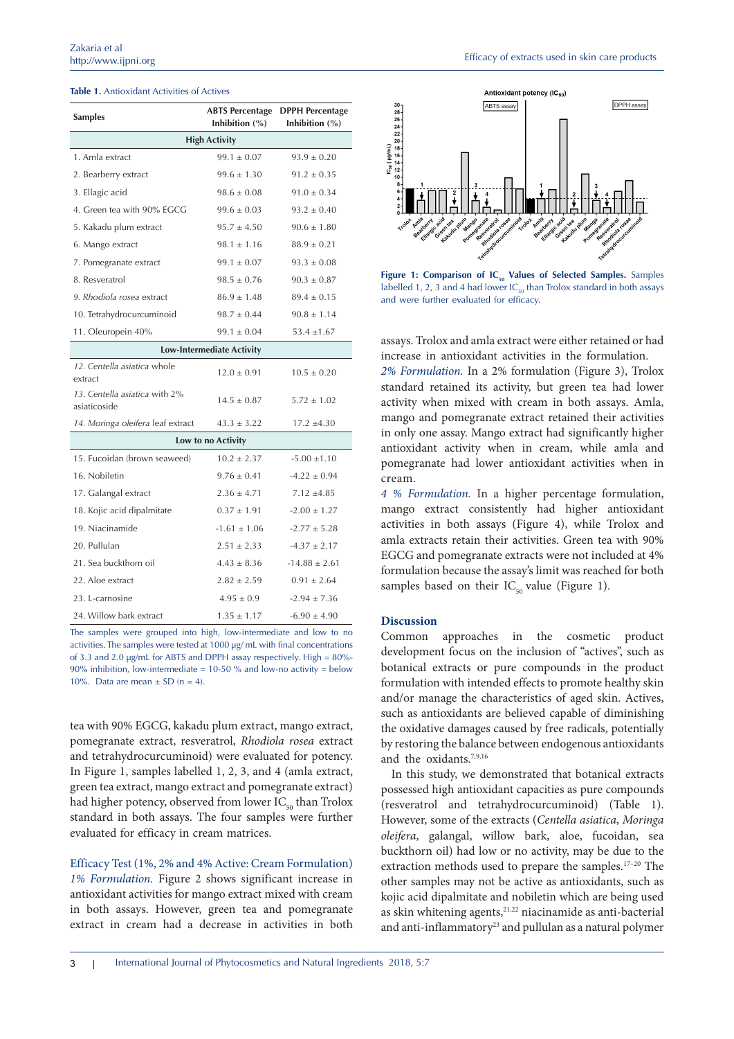**Table 1.** Antioxidant Activities of Actives

| Samples | ABTS Percentage Inhibition (%) | DPPH Percentage Inhibition (%) |
|---|---|---|
| **High Activity** | | |
| 1. Amla extract | 99.1 ± 0.07 | 93.9 ± 0.20 |
| 2. Bearberry extract | 99.6 ± 1.30 | 91.2 ± 0.35 |
| 3. Ellagic acid | 98.6 ± 0.08 | 91.0 ± 0.34 |
| 4. Green tea with 90% EGCG | 99.6 ± 0.03 | 93.2 ± 0.40 |
| 5. Kakadu plum extract | 95.7 ± 4.50 | 90.6 ± 1.80 |
| 6. Mango extract | 98.1 ± 1.16 | 88.9 ± 0.21 |
| 7. Pomegranate extract | 99.1 ± 0.07 | 93.3 ± 0.08 |
| 8. Resveratrol | 98.5 ± 0.76 | 90.3 ± 0.87 |
| 9. *Rhodiola rosea* extract | 86.9 ± 1.48 | 89.4 ± 0.15 |
| 10. Tetrahydrocurcuminoid | 98.7 ± 0.44 | 90.8 ± 1.14 |
| 11. Oleuropein 40% | 99.1 ± 0.04 | 53.4 ±1.67 |
| **Low-Intermediate Activity** | | |
| 12. *Centella asiatica* whole extract | 12.0 ± 0.91 | 10.5 ± 0.20 |
| 13. *Centella asiatica* with 2% asiaticoside | 14.5 ± 0.87 | 5.72 ± 1.02 |
| 14. *Moringa oleifera* leaf extract | 43.3 ± 3.22 | 17.2 ±4.30 |
| **Low to no Activity** | | |
| 15. Fucoidan (brown seaweed) | 10.2 ± 2.37 | -5.00 ±1.10 |
| 16. Nobiletin | 9.76 ± 0.41 | -4.22 ± 0.94 |
| 17. Galangal extract | 2.36 ± 4.71 | 7.12 ±4.85 |
| 18. Kojic acid dipalmitate | 0.37 ± 1.91 | -2.00 ± 1.27 |
| 19. Niacinamide | -1.61 ± 1.06 | -2.77 ± 5.28 |
| 20. Pullulan | 2.51 ± 2.33 | -4.37 ± 2.17 |
| 21. Sea buckthorn oil | 4.43 ± 8.36 | -14.88 ± 2.61 |
| 22. Aloe extract | 2.82 ± 2.59 | 0.91 ± 2.64 |
| 23. L-carnosine | 4.95 ± 0.9 | -2.94 ± 7.36 |
| 24. Willow bark extract | 1.35 ± 1.17 | -6.90 ± 4.90 |

The samples were grouped into high, low-intermediate and low to no activities. The samples were tested at 1000 µg/ mL with final concentrations of 3.3 and 2.0 µg/mL for ABTS and DPPH assay respectively. High = 80%-90% inhibition, low-intermediate = 10-50 % and low-no activity = below 10%. Data are mean ± SD (n = 4).

tea with 90% EGCG, kakadu plum extract, mango extract, pomegranate extract, resveratrol, *Rhodiola rosea* extract and tetrahydrocurcuminoid) were evaluated for potency. In Figure 1, samples labelled 1, 2, 3, and 4 (amla extract, green tea extract, mango extract and pomegranate extract) had higher potency, observed from lower $IC_{50}$ than Trolox standard in both assays. The four samples were further evaluated for efficacy in cream matrices.

**Figure 1: Comparison of $IC_{50}$ Values of Selected Samples.** Samples labelled 1, 2, 3 and 4 had lower $IC_{50}$ than Trolox standard in both assays and were further evaluated for efficacy.

### Efficacy Test (1%, 2% and 4% Active: Cream Formulation)

*1% Formulation.* Figure 2 shows significant increase in antioxidant activities for mango extract mixed with cream in both assays. However, green tea and pomegranate extract in cream had a decrease in activities in both assays. Trolox and amla extract were either retained or had increase in antioxidant activities in the formulation.

*2% Formulation.* In a 2% formulation (Figure 3), Trolox standard retained its activity, but green tea had lower activity when mixed with cream in both assays. Amla, mango and pomegranate extract retained their activities in only one assay. Mango extract had significantly higher antioxidant activity when in cream, while amla and pomegranate had lower antioxidant activities when in cream.

*4 % Formulation.* In a higher percentage formulation, mango extract consistently had higher antioxidant activities in both assays (Figure 4), while Trolox and amla extracts retain their activities. Green tea with 90% EGCG and pomegranate extracts were not included at 4% formulation because the assay's limit was reached for both samples based on their $IC_{50}$ value (Figure 1).

## Discussion

Common approaches in the cosmetic product development focus on the inclusion of "actives", such as botanical extracts or pure compounds in the product formulation with intended effects to promote healthy skin and/or manage the characteristics of aged skin. Actives, such as antioxidants are believed capable of diminishing the oxidative damages caused by free radicals, potentially by restoring the balance between endogenous antioxidants and the oxidants.[7,9,16]

In this study, we demonstrated that botanical extracts possessed high antioxidant capacities as pure compounds (resveratrol and tetrahydrocurcuminoid) (Table 1). However, some of the extracts (*Centella asiatica*, *Moringa oleifera*, galangal, willow bark, aloe, fucoidan, sea buckthorn oil) had low or no activity, may be due to the extraction methods used to prepare the samples.[17–20] The other samples may not be active as antioxidants, such as kojic acid dipalmitate and nobiletin which are being used as skin whitening agents,[21,22] niacinamide as anti-bacterial and anti-inflammatory[23] and pullulan as a natural polymer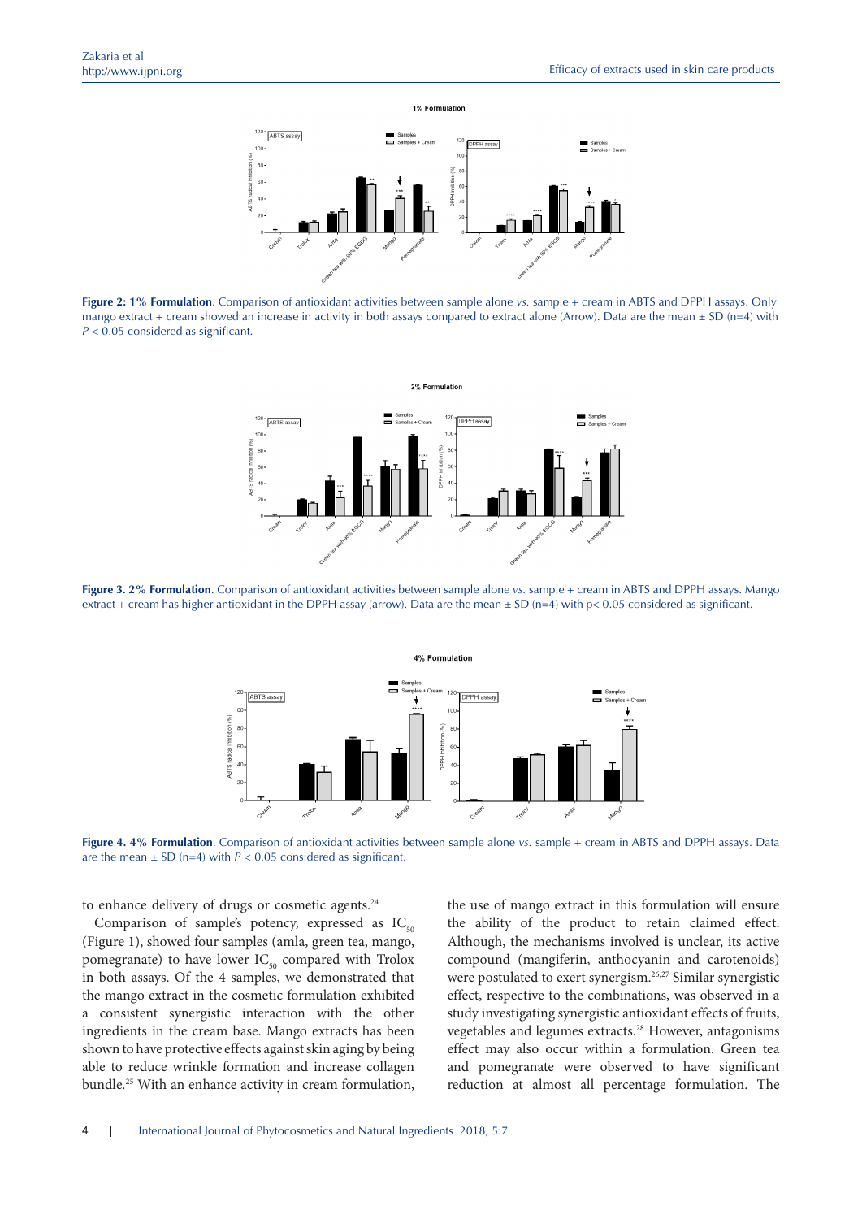**Figure 2: 1% Formulation**. Comparison of antioxidant activities between sample alone *vs.* sample + cream in ABTS and DPPH assays. Only mango extract + cream showed an increase in activity in both assays compared to extract alone (Arrow). Data are the mean ± SD (n=4) with $P < 0.05$ considered as significant.

**Figure 3. 2% Formulation**. Comparison of antioxidant activities between sample alone *vs.* sample + cream in ABTS and DPPH assays. Mango extract + cream has higher antioxidant in the DPPH assay (arrow). Data are the mean ± SD (n=4) with $p < 0.05$ considered as significant.

**Figure 4. 4% Formulation**. Comparison of antioxidant activities between sample alone *vs.* sample + cream in ABTS and DPPH assays. Data are the mean ± SD (n=4) with $P < 0.05$ considered as significant.

to enhance delivery of drugs or cosmetic agents.[24]

Comparison of sample's potency, expressed as $IC_{50}$ (Figure 1), showed four samples (amla, green tea, mango, pomegranate) to have lower $IC_{50}$ compared with Trolox in both assays. Of the 4 samples, we demonstrated that the mango extract in the cosmetic formulation exhibited a consistent synergistic interaction with the other ingredients in the cream base. Mango extracts has been shown to have protective effects against skin aging by being able to reduce wrinkle formation and increase collagen bundle.[25] With an enhance activity in cream formulation, the use of mango extract in this formulation will ensure the ability of the product to retain claimed effect. Although, the mechanisms involved is unclear, its active compound (mangiferin, anthocyanin and carotenoids) were postulated to exert synergism.[26,27] Similar synergistic effect, respective to the combinations, was observed in a study investigating synergistic antioxidant effects of fruits, vegetables and legumes extracts.[28] However, antagonisms effect may also occur within a formulation. Green tea and pomegranate were observed to have significant reduction at almost all percentage formulation. The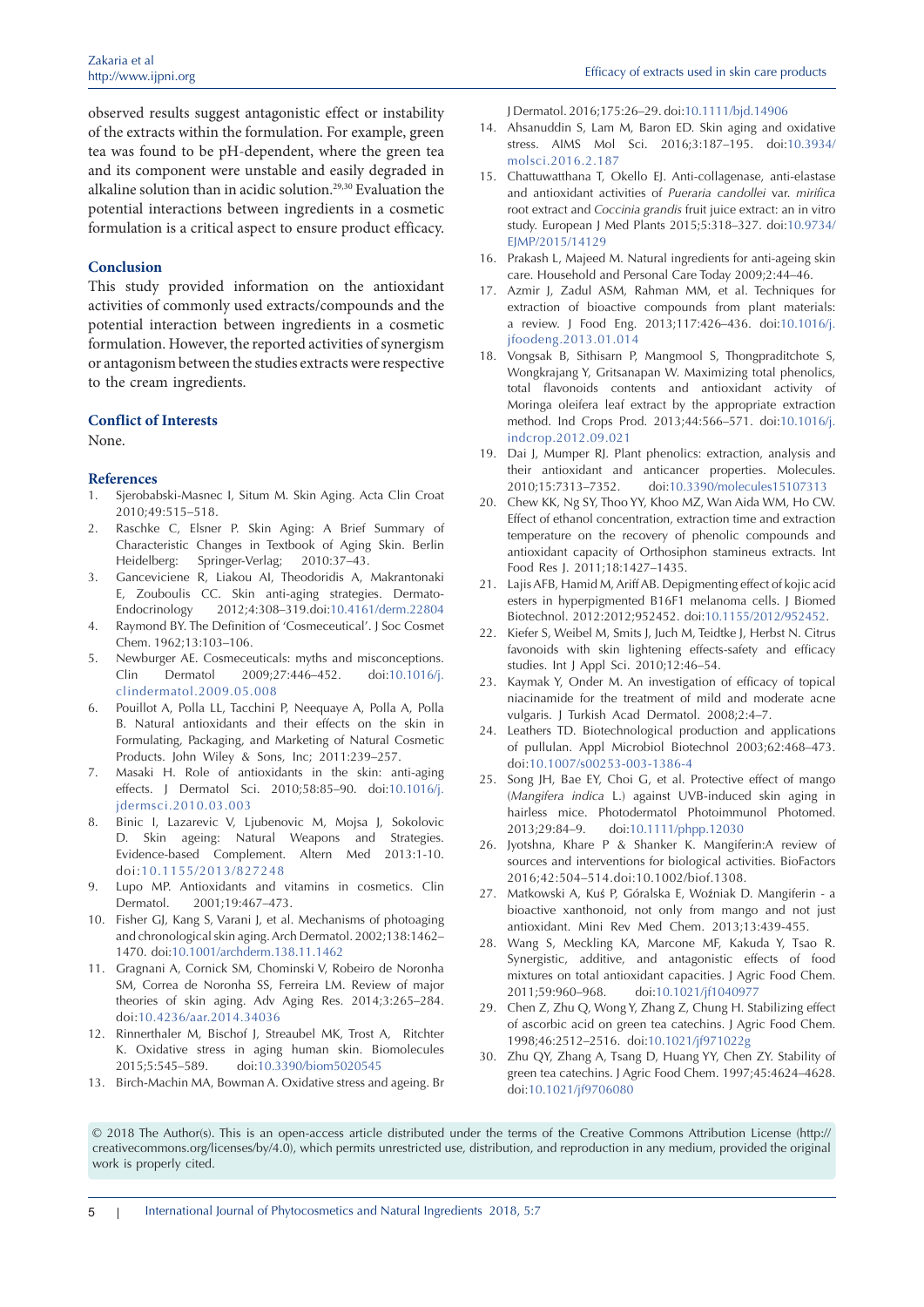observed results suggest antagonistic effect or instability of the extracts within the formulation. For example, green tea was found to be pH-dependent, where the green tea and its component were unstable and easily degraded in alkaline solution than in acidic solution.[29,30] Evaluation the potential interactions between ingredients in a cosmetic formulation is a critical aspect to ensure product efficacy.

## Conclusion

This study provided information on the antioxidant activities of commonly used extracts/compounds and the potential interaction between ingredients in a cosmetic formulation. However, the reported activities of synergism or antagonism between the studies extracts were respective to the cream ingredients.

## Conflict of Interests

None.

## References

1. Sjerobabski-Masnec I, Situm M. Skin Aging. Acta Clin Croat 2010;49:515–518.
2. Raschke C, Elsner P. Skin Aging: A Brief Summary of Characteristic Changes in Textbook of Aging Skin. Berlin Heidelberg: Springer-Verlag; 2010:37–43.
3. Ganceviciene R, Liakou AI, Theodoridis A, Makrantonaki E, Zouboulis CC. Skin anti-aging strategies. Dermato-Endocrinology 2012;4:308–319.doi:10.4161/derm.22804
4. Raymond BY. The Definition of 'Cosmeceutical'. J Soc Cosmet Chem. 1962;13:103–106.
5. Newburger AE. Cosmeceuticals: myths and misconceptions. Clin Dermatol 2009;27:446–452. doi:10.1016/j.clindermatol.2009.05.008
6. Pouillot A, Polla LL, Tacchini P, Neequaye A, Polla A, Polla B. Natural antioxidants and their effects on the skin in Formulating, Packaging, and Marketing of Natural Cosmetic Products. John Wiley & Sons, Inc; 2011:239–257.
7. Masaki H. Role of antioxidants in the skin: anti-aging effects. J Dermatol Sci. 2010;58:85–90. doi:10.1016/j.jdermsci.2010.03.003
8. Binic I, Lazarevic V, Ljubenovic M, Mojsa J, Sokolovic D. Skin ageing: Natural Weapons and Strategies. Evidence-based Complement. Altern Med 2013:1-10. doi:10.1155/2013/827248
9. Lupo MP. Antioxidants and vitamins in cosmetics. Clin Dermatol. 2001;19:467–473.
10. Fisher GJ, Kang S, Varani J, et al. Mechanisms of photoaging and chronological skin aging. Arch Dermatol. 2002;138:1462–1470. doi:10.1001/archderm.138.11.1462
11. Gragnani A, Cornick SM, Chominski V, Robeiro de Noronha SM, Correa de Noronha SS, Ferreira LM. Review of major theories of skin aging. Adv Aging Res. 2014;3:265–284. doi:10.4236/aar.2014.34036
12. Rinnerthaler M, Bischof J, Streaubel MK, Trost A, Ritchter K. Oxidative stress in aging human skin. Biomolecules 2015;5:545–589. doi:10.3390/biom5020545
13. Birch-Machin MA, Bowman A. Oxidative stress and ageing. Br J Dermatol. 2016;175:26–29. doi:10.1111/bjd.14906
14. Ahsanuddin S, Lam M, Baron ED. Skin aging and oxidative stress. AIMS Mol Sci. 2016;3:187–195. doi:10.3934/molsci.2016.2.187
15. Chattuwatthana T, Okello EJ. Anti-collagenase, anti-elastase and antioxidant activities of *Pueraria candollei* var. *mirifica* root extract and *Coccinia grandis* fruit juice extract: an in vitro study. European J Med Plants 2015;5:318–327. doi:10.9734/EJMP/2015/14129
16. Prakash L, Majeed M. Natural ingredients for anti-ageing skin care. Household and Personal Care Today 2009;2:44–46.
17. Azmir J, Zadul ASM, Rahman MM, et al. Techniques for extraction of bioactive compounds from plant materials: a review. J Food Eng. 2013;117:426–436. doi:10.1016/j.jfoodeng.2013.01.014
18. Vongsak B, Sithisarn P, Mangmool S, Thongpraditchote S, Wongkrajang Y, Gritsanapan W. Maximizing total phenolics, total flavonoids contents and antioxidant activity of Moringa oleifera leaf extract by the appropriate extraction method. Ind Crops Prod. 2013;44:566–571. doi:10.1016/j.indcrop.2012.09.021
19. Dai J, Mumper RJ. Plant phenolics: extraction, analysis and their antioxidant and anticancer properties. Molecules. 2010;15:7313–7352. doi:10.3390/molecules15107313
20. Chew KK, Ng SY, Thoo YY, Khoo MZ, Wan Aida WM, Ho CW. Effect of ethanol concentration, extraction time and extraction temperature on the recovery of phenolic compounds and antioxidant capacity of Orthosiphon stamineus extracts. Int Food Res J. 2011;18:1427–1435.
21. Lajis AFB, Hamid M, Ariff AB. Depigmenting effect of kojic acid esters in hyperpigmented B16F1 melanoma cells. J Biomed Biotechnol. 2012:2012;952452. doi:10.1155/2012/952452.
22. Kiefer S, Weibel M, Smits J, Juch M, Teidtke J, Herbst N. Citrus favonoids with skin lightening effects-safety and efficacy studies. Int J Appl Sci. 2010;12:46–54.
23. Kaymak Y, Onder M. An investigation of efficacy of topical niacinamide for the treatment of mild and moderate acne vulgaris. J Turkish Acad Dermatol. 2008;2:4–7.
24. Leathers TD. Biotechnological production and applications of pullulan. Appl Microbiol Biotechnol 2003;62:468–473. doi:10.1007/s00253-003-1386-4
25. Song JH, Bae EY, Choi G, et al. Protective effect of mango (*Mangifera indica* L.) against UVB-induced skin aging in hairless mice. Photodermatol Photoimmunol Photomed. 2013;29:84–9. doi:10.1111/phpp.12030
26. Jyotshna, Khare P & Shanker K. Mangiferin:A review of sources and interventions for biological activities. BioFactors 2016;42:504–514.doi:10.1002/biof.1308.
27. Matkowski A, Kuś P, Góralska E, Woźniak D. Mangiferin - a bioactive xanthonoid, not only from mango and not just antioxidant. Mini Rev Med Chem. 2013;13:439-455.
28. Wang S, Meckling KA, Marcone MF, Kakuda Y, Tsao R. Synergistic, additive, and antagonistic effects of food mixtures on total antioxidant capacities. J Agric Food Chem. 2011;59:960–968. doi:10.1021/jf1040977
29. Chen Z, Zhu Q, Wong Y, Zhang Z, Chung H. Stabilizing effect of ascorbic acid on green tea catechins. J Agric Food Chem. 1998;46:2512–2516. doi:10.1021/jf971022g
30. Zhu QY, Zhang A, Tsang D, Huang YY, Chen ZY. Stability of green tea catechins. J Agric Food Chem. 1997;45:4624–4628. doi:10.1021/jf9706080

© 2018 The Author(s). This is an open-access article distributed under the terms of the Creative Commons Attribution License (http://creativecommons.org/licenses/by/4.0), which permits unrestricted use, distribution, and reproduction in any medium, provided the original work is properly cited.